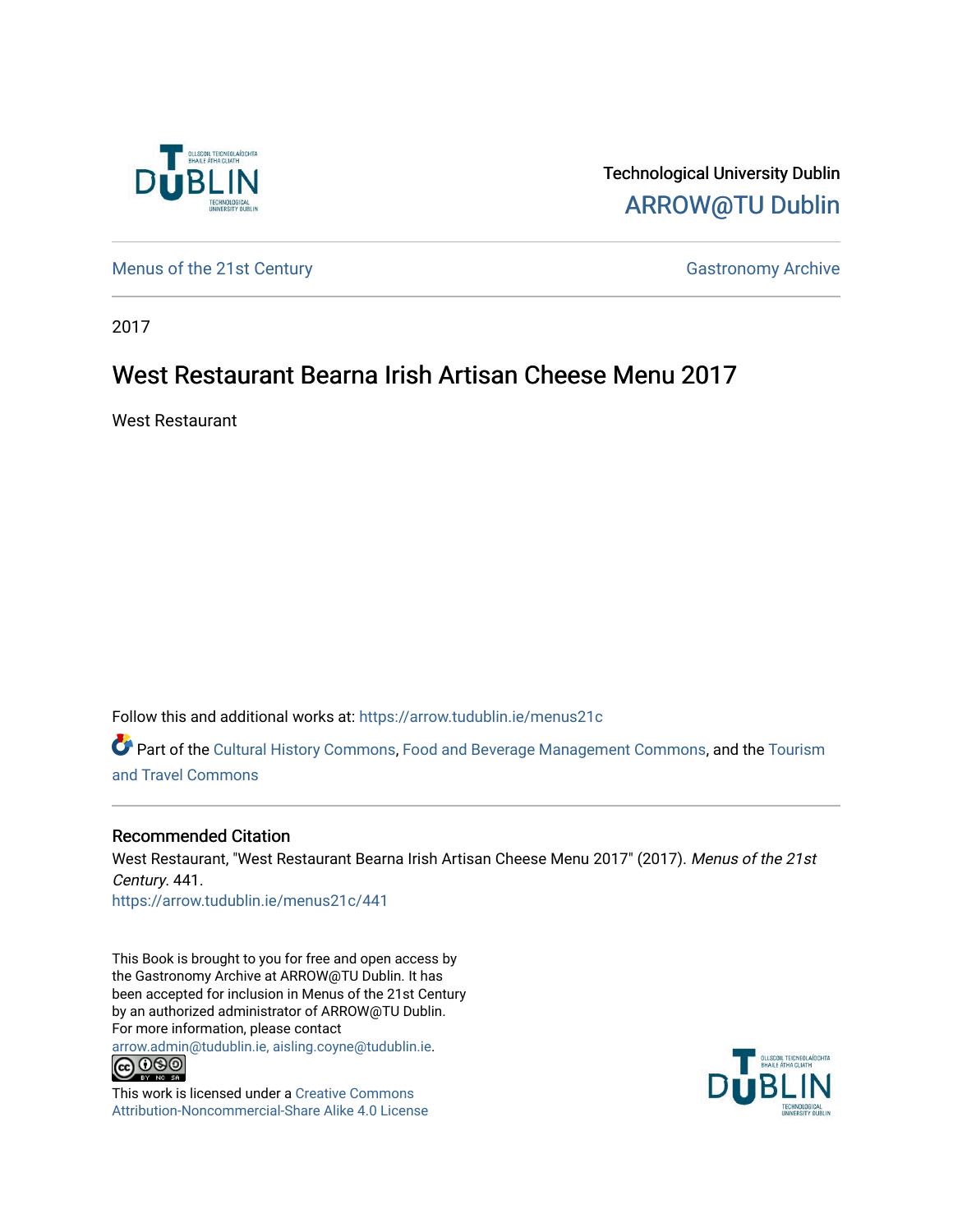Technological University Dublin
ARROW@TU Dublin

Menus of the 21st Century | Gastronomy Archive

2017

# West Restaurant Bearna Irish Artisan Cheese Menu 2017

West Restaurant

Follow this and additional works at: https://arrow.tudublin.ie/menus21c

Part of the Cultural History Commons, Food and Beverage Management Commons, and the Tourism and Travel Commons

## Recommended Citation

West Restaurant, "West Restaurant Bearna Irish Artisan Cheese Menu 2017" (2017). *Menus of the 21st Century*. 441.
https://arrow.tudublin.ie/menus21c/441

This Book is brought to you for free and open access by the Gastronomy Archive at ARROW@TU Dublin. It has been accepted for inclusion in Menus of the 21st Century by an authorized administrator of ARROW@TU Dublin. For more information, please contact arrow.admin@tudublin.ie, aisling.coyne@tudublin.ie.

This work is licensed under a Creative Commons Attribution-Noncommercial-Share Alike 4.0 License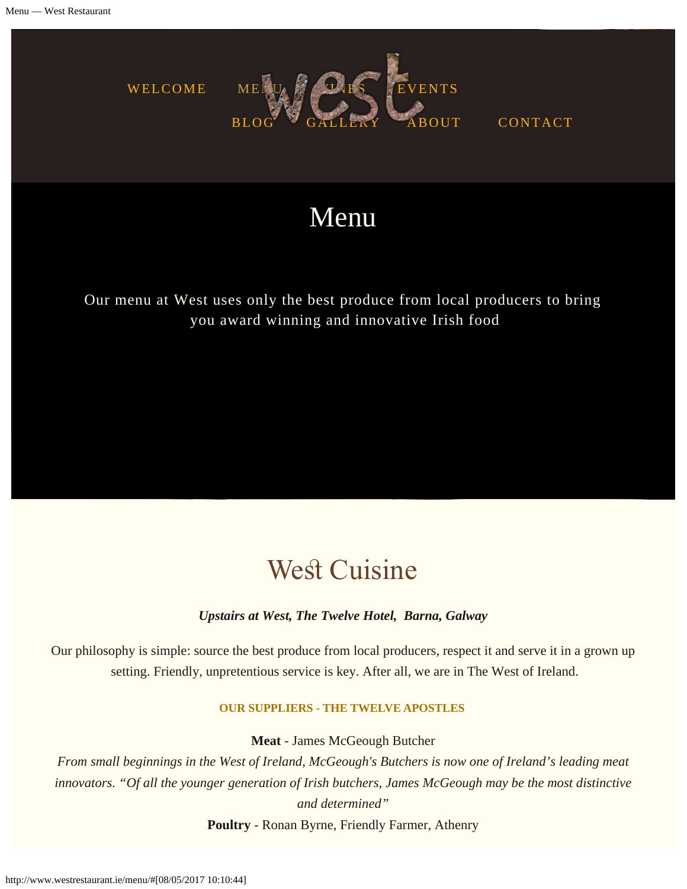WELCOME MENU WINES EVENTS

BLOG GALLERY ABOUT CONTACT

# Menu

Our menu at West uses only the best produce from local producers to bring you award winning and innovative Irish food

## West Cuisine

***Upstairs at West, The Twelve Hotel, Barna, Galway***

Our philosophy is simple: source the best produce from local producers, respect it and serve it in a grown up setting. Friendly, unpretentious service is key. After all, we are in The West of Ireland.

**OUR SUPPLIERS - THE TWELVE APOSTLES**

**Meat** - James McGeough Butcher
*From small beginnings in the West of Ireland, McGeough's Butchers is now one of Ireland's leading meat innovators. "Of all the younger generation of Irish butchers, James McGeough may be the most distinctive and determined"*
**Poultry** - Ronan Byrne, Friendly Farmer, Athenry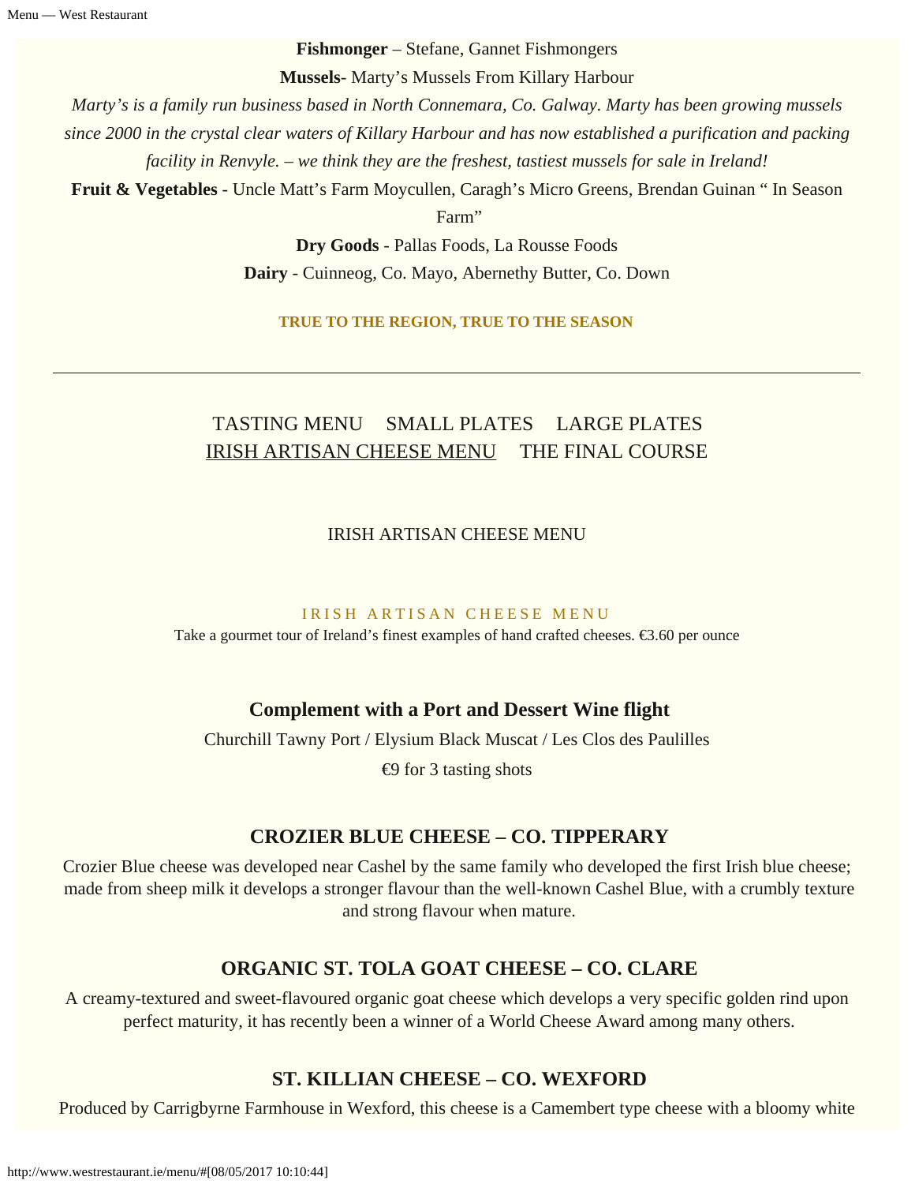**Fishmonger** – Stefane, Gannet Fishmongers

**Mussels**- Marty's Mussels From Killary Harbour

*Marty's is a family run business based in North Connemara, Co. Galway. Marty has been growing mussels since 2000 in the crystal clear waters of Killary Harbour and has now established a purification and packing facility in Renvyle. – we think they are the freshest, tastiest mussels for sale in Ireland!*

**Fruit & Vegetables** - Uncle Matt's Farm Moycullen, Caragh's Micro Greens, Brendan Guinan " In Season Farm"

**Dry Goods** - Pallas Foods, La Rousse Foods

**Dairy** - Cuinneog, Co. Mayo, Abernethy Butter, Co. Down

**TRUE TO THE REGION, TRUE TO THE SEASON**

---

TASTING MENU SMALL PLATES LARGE PLATES
IRISH ARTISAN CHEESE MENU THE FINAL COURSE

IRISH ARTISAN CHEESE MENU

IRISH ARTISAN CHEESE MENU

Take a gourmet tour of Ireland's finest examples of hand crafted cheeses. €3.60 per ounce

### Complement with a Port and Dessert Wine flight

Churchill Tawny Port / Elysium Black Muscat / Les Clos des Paulilles

€9 for 3 tasting shots

### CROZIER BLUE CHEESE – CO. TIPPERARY

Crozier Blue cheese was developed near Cashel by the same family who developed the first Irish blue cheese; made from sheep milk it develops a stronger flavour than the well-known Cashel Blue, with a crumbly texture and strong flavour when mature.

### ORGANIC ST. TOLA GOAT CHEESE – CO. CLARE

A creamy-textured and sweet-flavoured organic goat cheese which develops a very specific golden rind upon perfect maturity, it has recently been a winner of a World Cheese Award among many others.

### ST. KILLIAN CHEESE – CO. WEXFORD

Produced by Carrigbyrne Farmhouse in Wexford, this cheese is a Camembert type cheese with a bloomy white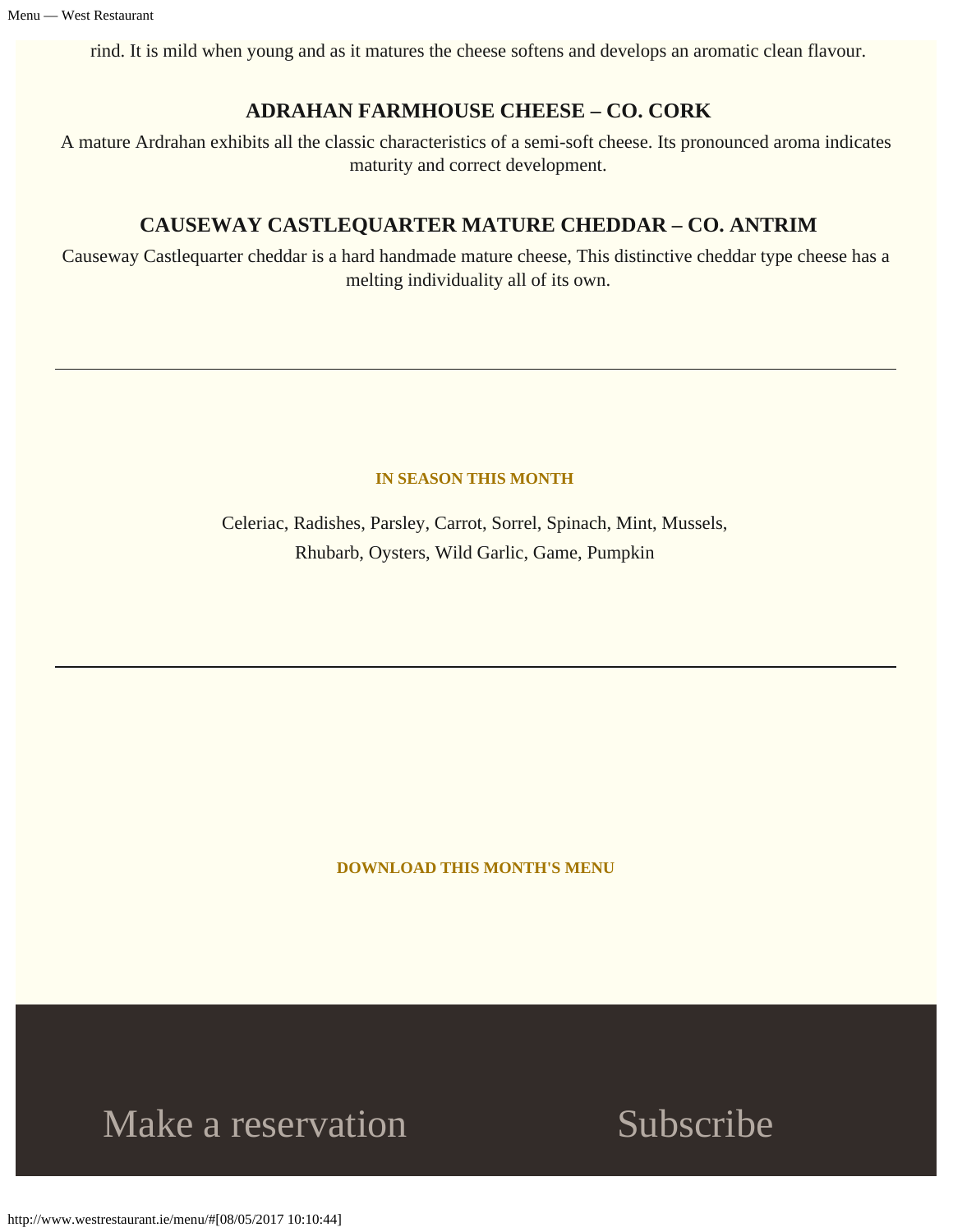rind. It is mild when young and as it matures the cheese softens and develops an aromatic clean flavour.

### ADRAHAN FARMHOUSE CHEESE – CO. CORK

A mature Ardrahan exhibits all the classic characteristics of a semi-soft cheese. Its pronounced aroma indicates maturity and correct development.

### CAUSEWAY CASTLEQUARTER MATURE CHEDDAR – CO. ANTRIM

Causeway Castlequarter cheddar is a hard handmade mature cheese, This distinctive cheddar type cheese has a melting individuality all of its own.

---

**IN SEASON THIS MONTH**

Celeriac, Radishes, Parsley, Carrot, Sorrel, Spinach, Mint, Mussels, Rhubarb, Oysters, Wild Garlic, Game, Pumpkin

---

**DOWNLOAD THIS MONTH'S MENU**

Make a reservation

Subscribe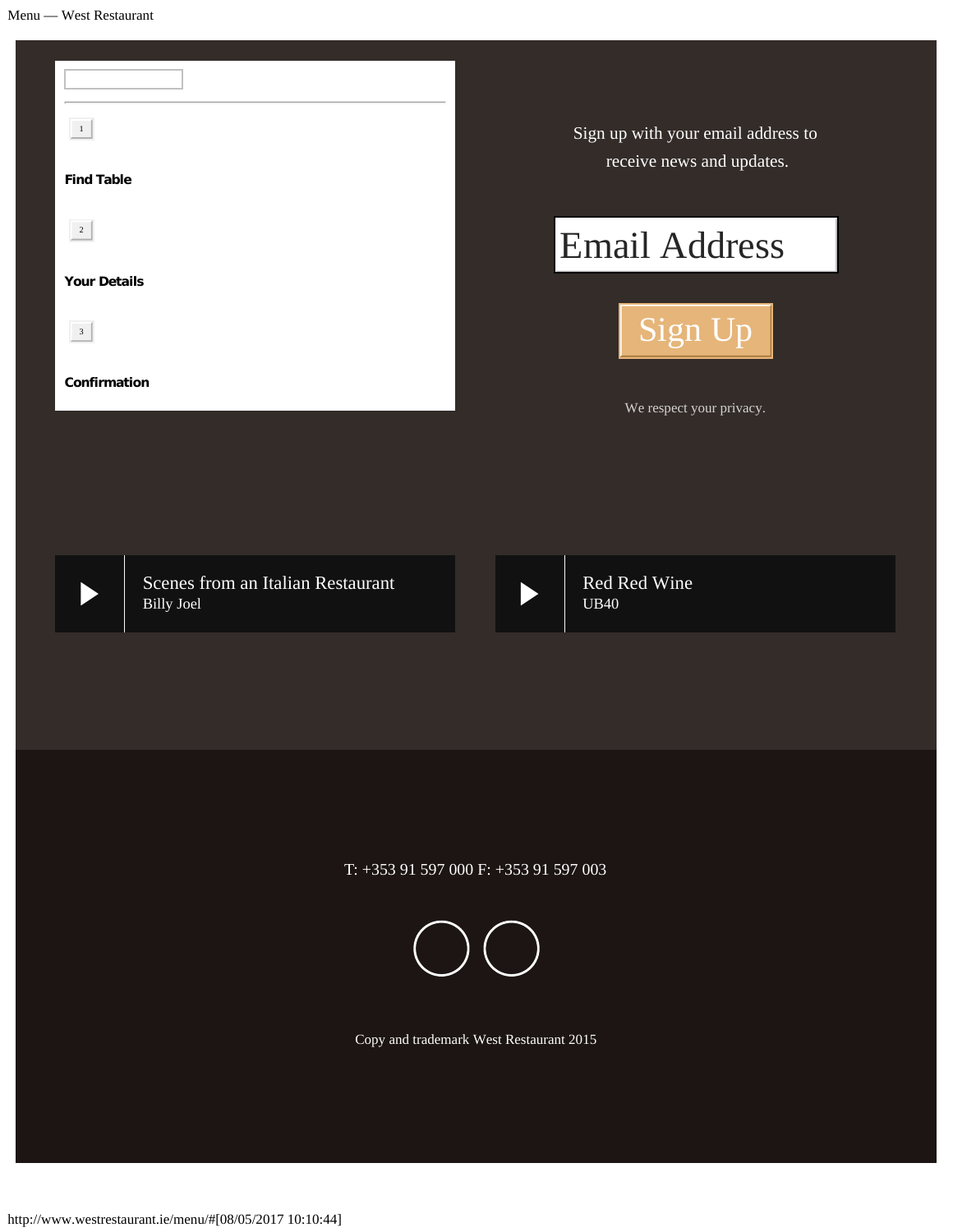1

**Find Table**

2

**Your Details**

3

**Confirmation**

Sign up with your email address to receive news and updates.

Email Address

Sign Up

We respect your privacy.

Scenes from an Italian Restaurant
Billy Joel

Red Red Wine
UB40

T: +353 91 597 000 F: +353 91 597 003

Copy and trademark West Restaurant 2015